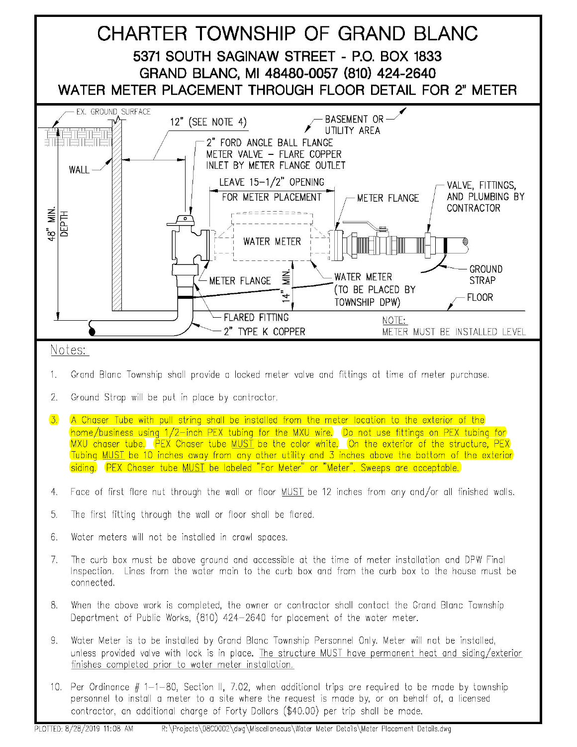# CHARTER TOWNSHIP OF GRAND BLANC

## 5371 SOUTH SAGINAW STREET - P.O. BOX 1833
## GRAND BLANC, MI 48480-0057 (810) 424-2640
## WATER METER PLACEMENT THROUGH FLOOR DETAIL FOR 2" METER

EX. GROUND SURFACE

12" (SEE NOTE 4)

BASEMENT OR UTILITY AREA

2" FORD ANGLE BALL FLANGE METER VALVE – FLARE COPPER INLET BY METER FLANGE OUTLET

WALL

LEAVE 15-1/2" OPENING FOR METER PLACEMENT

METER FLANGE

VALVE, FITTINGS, AND PLUMBING BY CONTRACTOR

48" MIN. DEPTH

WATER METER

GROUND STRAP

METER FLANGE

14" MIN.

WATER METER (TO BE PLACED BY TOWNSHIP DPW)

FLOOR

FLARED FITTING

2" TYPE K COPPER

NOTE:
METER MUST BE INSTALLED LEVEL

Notes:

1. Grand Blanc Township shall provide a locked meter valve and fittings at time of meter purchase.
2. Ground Strap will be put in place by contractor.
3. A Chaser Tube with pull string shall be installed from the meter location to the exterior of the home/business using 1/2-inch PEX tubing for the MXU wire. Do not use fittings on PEX tubing for MXU chaser tube. PEX Chaser tube MUST be the color white. On the exterior of the structure, PEX Tubing MUST be 10 inches away from any other utility and 3 inches above the bottom of the exterior siding. PEX Chaser tube MUST be labeled "For Meter" or "Meter". Sweeps are acceptable.
4. Face of first flare nut through the wall or floor MUST be 12 inches from any and/or all finished walls.
5. The first fitting through the wall or floor shall be flared.
6. Water meters will not be installed in crawl spaces.
7. The curb box must be above ground and accessible at the time of meter installation and DPW Final Inspection. Lines from the water main to the curb box and from the curb box to the house must be connected.
8. When the above work is completed, the owner or contractor shall contact the Grand Blanc Township Department of Public Works, (810) 424-2640 for placement of the water meter.
9. Water Meter is to be installed by Grand Blanc Township Personnel Only. Meter will not be installed, unless provided valve with lock is in place. The structure MUST have permanent heat and siding/exterior finishes completed prior to water meter installation.
10. Per Ordinance # 1-1-80, Section II, 7.02, when additional trips are required to be made by township personnel to install a meter to a site where the request is made by, or on behalf of, a licensed contractor, an additional charge of Forty Dollars ($40.00) per trip shall be made.

PLOTTED: 8/28/2019 11:08 AM R:\Projects\08C0002\dwg\Miscellaneous\Water Meter Details\Meter Placement Details.dwg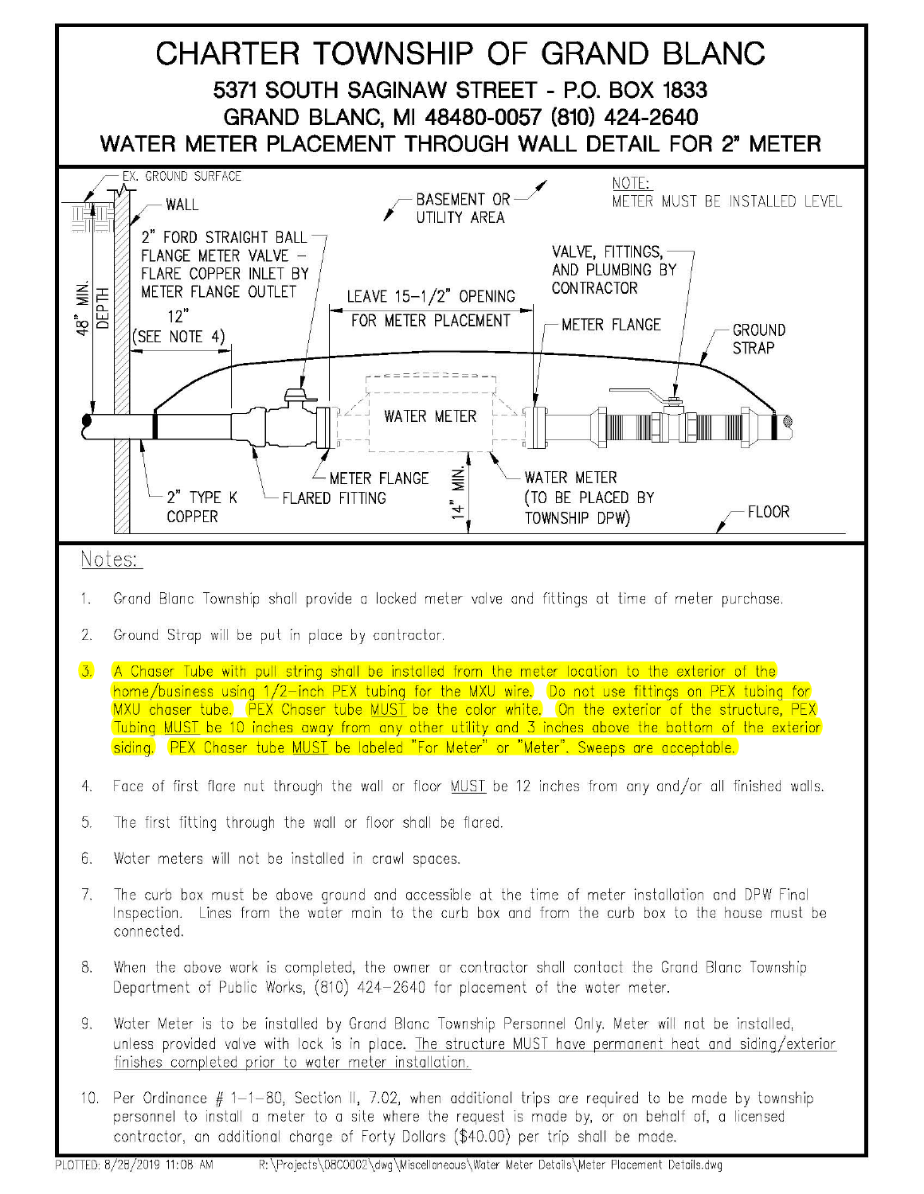# CHARTER TOWNSHIP OF GRAND BLANC

## 5371 SOUTH SAGINAW STREET - P.O. BOX 1833
## GRAND BLANC, MI 48480-0057 (810) 424-2640
## WATER METER PLACEMENT THROUGH WALL DETAIL FOR 2" METER

EX. GROUND SURFACE

WALL

BASEMENT OR UTILITY AREA

NOTE: METER MUST BE INSTALLED LEVEL

2" FORD STRAIGHT BALL FLANGE METER VALVE – FLARE COPPER INLET BY METER FLANGE OUTLET

VALVE, FITTINGS, AND PLUMBING BY CONTRACTOR

48" MIN. DEPTH

12" (SEE NOTE 4)

LEAVE 15-1/2" OPENING FOR METER PLACEMENT

METER FLANGE

GROUND STRAP

WATER METER

2" TYPE K COPPER

FLARED FITTING

METER FLANGE

14" MIN.

WATER METER (TO BE PLACED BY TOWNSHIP DPW)

FLOOR

Notes:

1. Grand Blanc Township shall provide a locked meter valve and fittings at time of meter purchase.
2. Ground Strap will be put in place by contractor.
3. A Chaser Tube with pull string shall be installed from the meter location to the exterior of the home/business using 1/2-inch PEX tubing for the MXU wire. Do not use fittings on PEX tubing for MXU chaser tube. PEX Chaser tube MUST be the color white. On the exterior of the structure, PEX Tubing MUST be 10 inches away from any other utility and 3 inches above the bottom of the exterior siding. PEX Chaser tube MUST be labeled "For Meter" or "Meter". Sweeps are acceptable.
4. Face of first flare nut through the wall or floor MUST be 12 inches from any and/or all finished walls.
5. The first fitting through the wall or floor shall be flared.
6. Water meters will not be installed in crawl spaces.
7. The curb box must be above ground and accessible at the time of meter installation and DPW Final Inspection. Lines from the water main to the curb box and from the curb box to the house must be connected.
8. When the above work is completed, the owner or contractor shall contact the Grand Blanc Township Department of Public Works, (810) 424-2640 for placement of the water meter.
9. Water Meter is to be installed by Grand Blanc Township Personnel Only. Meter will not be installed, unless provided valve with lock is in place. The structure MUST have permanent heat and siding/exterior finishes completed prior to water meter installation.
10. Per Ordinance # 1-1-80, Section II, 7.02, when additional trips are required to be made by township personnel to install a meter to a site where the request is made by, or on behalf of, a licensed contractor, an additional charge of Forty Dollars ($40.00) per trip shall be made.

PLOTTED: 8/28/2019 11:08 AM R:\Projects\08C0002\dwg\Miscellaneous\Water Meter Details\Meter Placement Details.dwg